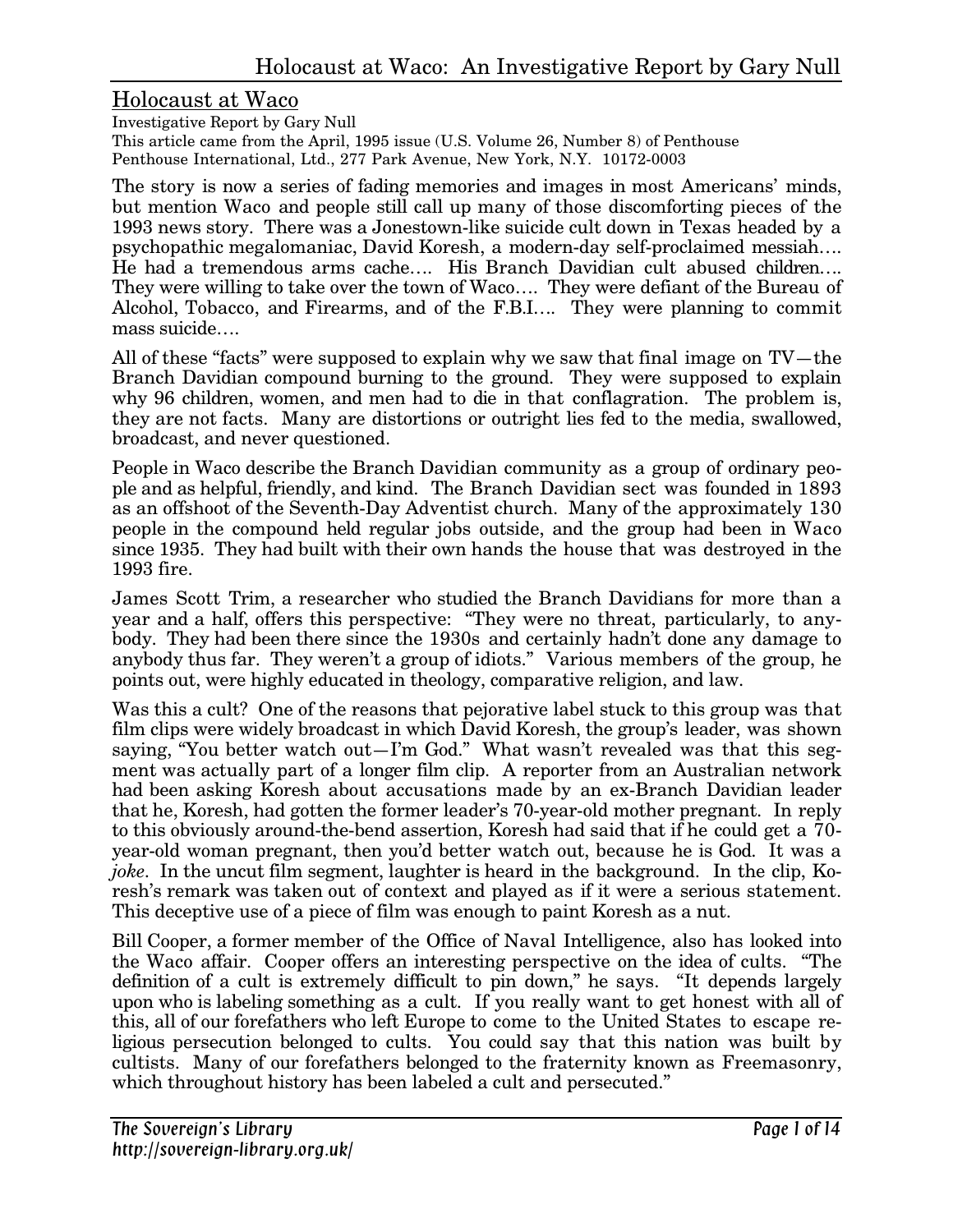# Holocaust at Waco

Investigative Report by Gary Null

This article came from the April, 1995 issue (U.S. Volume 26, Number 8) of Penthouse

Penthouse International, Ltd., 277 Park Avenue, New York, N.Y. 10172-0003

The story is now a series of fading memories and images in most Americans' minds, but mention Waco and people still call up many of those discomforting pieces of the 1993 news story. There was a Jonestown-like suicide cult down in Texas headed by a psychopathic megalomaniac, David Koresh, a modern-day self-proclaimed messiah…. He had a tremendous arms cache…. His Branch Davidian cult abused children…. They were willing to take over the town of Waco…. They were defiant of the Bureau of Alcohol, Tobacco, and Firearms, and of the F.B.I…. They were planning to commit mass suicide….

All of these "facts" were supposed to explain why we saw that final image on TV—the Branch Davidian compound burning to the ground. They were supposed to explain why 96 children, women, and men had to die in that conflagration. The problem is, they are not facts. Many are distortions or outright lies fed to the media, swallowed, broadcast, and never questioned.

People in Waco describe the Branch Davidian community as a group of ordinary people and as helpful, friendly, and kind. The Branch Davidian sect was founded in 1893 as an offshoot of the Seventh-Day Adventist church. Many of the approximately 130 people in the compound held regular jobs outside, and the group had been in Waco since 1935. They had built with their own hands the house that was destroyed in the 1993 fire.

James Scott Trim, a researcher who studied the Branch Davidians for more than a year and a half, offers this perspective: "They were no threat, particularly, to anybody. They had been there since the 1930s and certainly hadn't done any damage to anybody thus far. They weren't a group of idiots." Various members of the group, he points out, were highly educated in theology, comparative religion, and law.

Was this a cult? One of the reasons that pejorative label stuck to this group was that film clips were widely broadcast in which David Koresh, the group's leader, was shown saying, "You better watch out—I'm God." What wasn't revealed was that this segment was actually part of a longer film clip. A reporter from an Australian network had been asking Koresh about accusations made by an ex-Branch Davidian leader that he, Koresh, had gotten the former leader's 70-year-old mother pregnant. In reply to this obviously around-the-bend assertion, Koresh had said that if he could get a 70-year-old woman pregnant, then you'd better watch out, because he is God. It was a *joke*. In the uncut film segment, laughter is heard in the background. In the clip, Koresh's remark was taken out of context and played as if it were a serious statement. This deceptive use of a piece of film was enough to paint Koresh as a nut.

Bill Cooper, a former member of the Office of Naval Intelligence, also has looked into the Waco affair. Cooper offers an interesting perspective on the idea of cults. "The definition of a cult is extremely difficult to pin down," he says. "It depends largely upon who is labeling something as a cult. If you really want to get honest with all of this, all of our forefathers who left Europe to come to the United States to escape religious persecution belonged to cults. You could say that this nation was built by cultists. Many of our forefathers belonged to the fraternity known as Freemasonry, which throughout history has been labeled a cult and persecuted."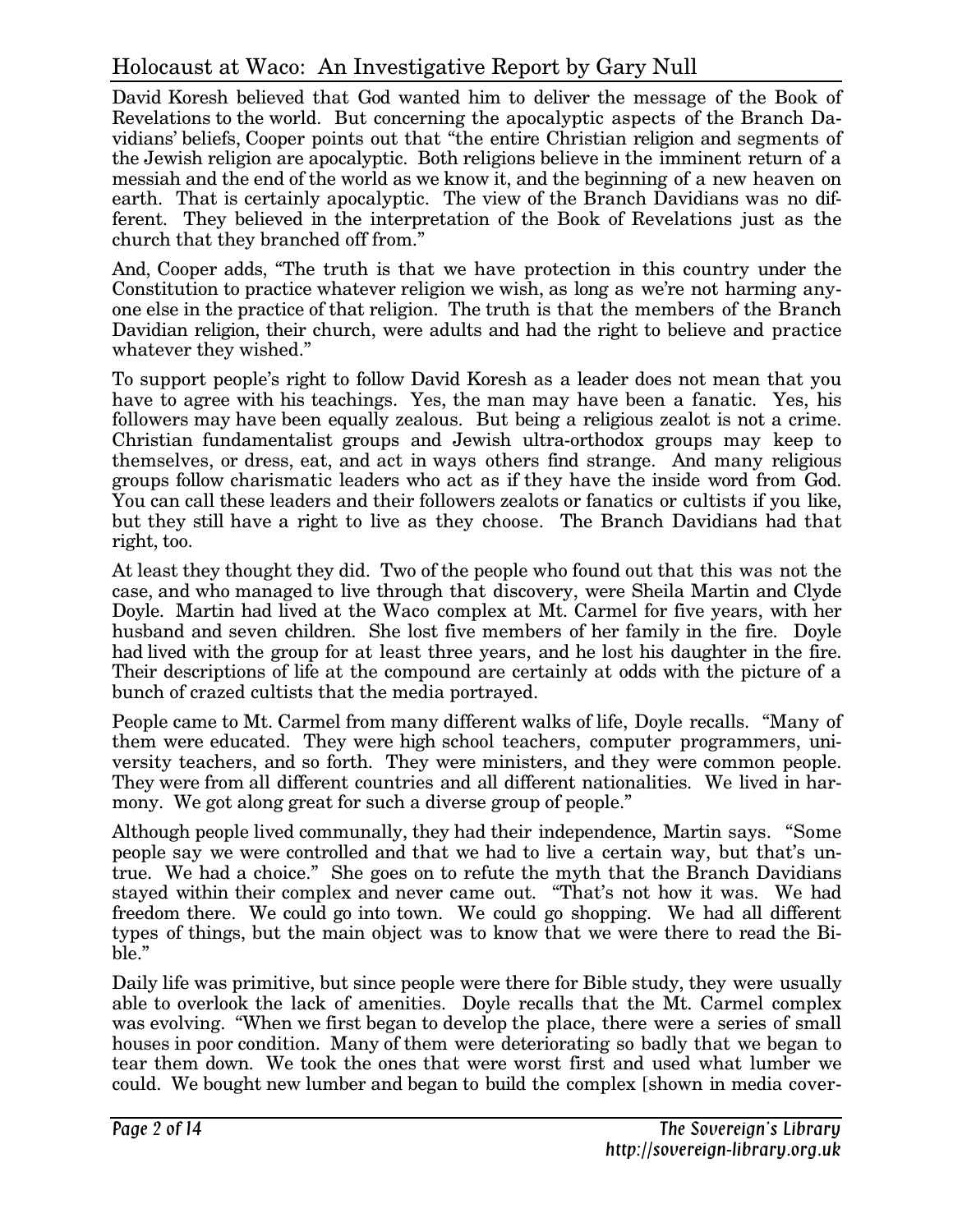David Koresh believed that God wanted him to deliver the message of the Book of Revelations to the world. But concerning the apocalyptic aspects of the Branch Davidians' beliefs, Cooper points out that "the entire Christian religion and segments of the Jewish religion are apocalyptic. Both religions believe in the imminent return of a messiah and the end of the world as we know it, and the beginning of a new heaven on earth. That is certainly apocalyptic. The view of the Branch Davidians was no different. They believed in the interpretation of the Book of Revelations just as the church that they branched off from."

And, Cooper adds, "The truth is that we have protection in this country under the Constitution to practice whatever religion we wish, as long as we're not harming anyone else in the practice of that religion. The truth is that the members of the Branch Davidian religion, their church, were adults and had the right to believe and practice whatever they wished."

To support people's right to follow David Koresh as a leader does not mean that you have to agree with his teachings. Yes, the man may have been a fanatic. Yes, his followers may have been equally zealous. But being a religious zealot is not a crime. Christian fundamentalist groups and Jewish ultra-orthodox groups may keep to themselves, or dress, eat, and act in ways others find strange. And many religious groups follow charismatic leaders who act as if they have the inside word from God. You can call these leaders and their followers zealots or fanatics or cultists if you like, but they still have a right to live as they choose. The Branch Davidians had that right, too.

At least they thought they did. Two of the people who found out that this was not the case, and who managed to live through that discovery, were Sheila Martin and Clyde Doyle. Martin had lived at the Waco complex at Mt. Carmel for five years, with her husband and seven children. She lost five members of her family in the fire. Doyle had lived with the group for at least three years, and he lost his daughter in the fire. Their descriptions of life at the compound are certainly at odds with the picture of a bunch of crazed cultists that the media portrayed.

People came to Mt. Carmel from many different walks of life, Doyle recalls. "Many of them were educated. They were high school teachers, computer programmers, university teachers, and so forth. They were ministers, and they were common people. They were from all different countries and all different nationalities. We lived in harmony. We got along great for such a diverse group of people."

Although people lived communally, they had their independence, Martin says. "Some people say we were controlled and that we had to live a certain way, but that's untrue. We had a choice." She goes on to refute the myth that the Branch Davidians stayed within their complex and never came out. "That's not how it was. We had freedom there. We could go into town. We could go shopping. We had all different types of things, but the main object was to know that we were there to read the Bible."

Daily life was primitive, but since people were there for Bible study, they were usually able to overlook the lack of amenities. Doyle recalls that the Mt. Carmel complex was evolving. "When we first began to develop the place, there were a series of small houses in poor condition. Many of them were deteriorating so badly that we began to tear them down. We took the ones that were worst first and used what lumber we could. We bought new lumber and began to build the complex [shown in media cover-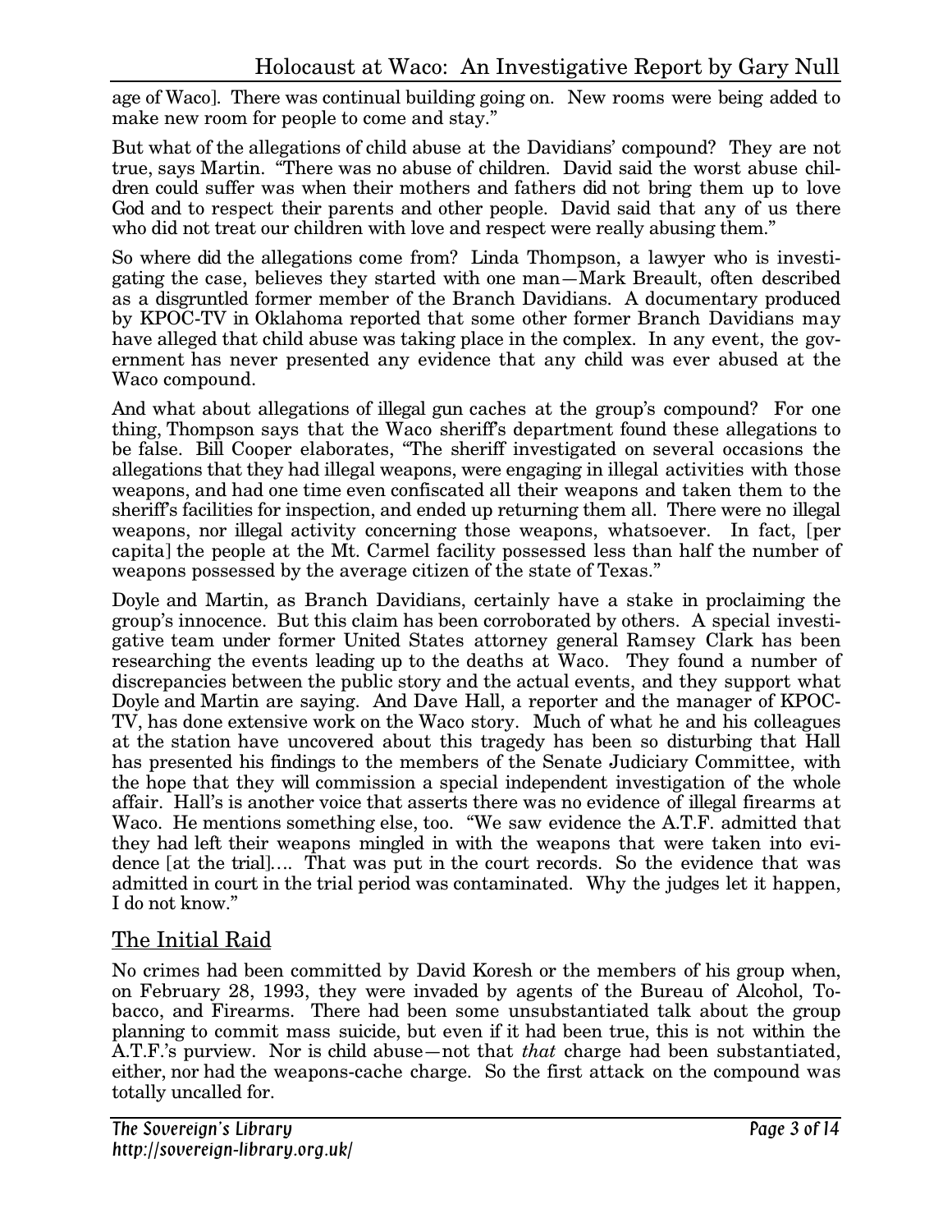age of Waco]. There was continual building going on. New rooms were being added to make new room for people to come and stay."

But what of the allegations of child abuse at the Davidians' compound? They are not true, says Martin. "There was no abuse of children. David said the worst abuse children could suffer was when their mothers and fathers did not bring them up to love God and to respect their parents and other people. David said that any of us there who did not treat our children with love and respect were really abusing them."

So where did the allegations come from? Linda Thompson, a lawyer who is investigating the case, believes they started with one man—Mark Breault, often described as a disgruntled former member of the Branch Davidians. A documentary produced by KPOC-TV in Oklahoma reported that some other former Branch Davidians may have alleged that child abuse was taking place in the complex. In any event, the government has never presented any evidence that any child was ever abused at the Waco compound.

And what about allegations of illegal gun caches at the group's compound? For one thing, Thompson says that the Waco sheriff's department found these allegations to be false. Bill Cooper elaborates, "The sheriff investigated on several occasions the allegations that they had illegal weapons, were engaging in illegal activities with those weapons, and had one time even confiscated all their weapons and taken them to the sheriff's facilities for inspection, and ended up returning them all. There were no illegal weapons, nor illegal activity concerning those weapons, whatsoever. In fact, [per capita] the people at the Mt. Carmel facility possessed less than half the number of weapons possessed by the average citizen of the state of Texas."

Doyle and Martin, as Branch Davidians, certainly have a stake in proclaiming the group's innocence. But this claim has been corroborated by others. A special investigative team under former United States attorney general Ramsey Clark has been researching the events leading up to the deaths at Waco. They found a number of discrepancies between the public story and the actual events, and they support what Doyle and Martin are saying. And Dave Hall, a reporter and the manager of KPOC-TV, has done extensive work on the Waco story. Much of what he and his colleagues at the station have uncovered about this tragedy has been so disturbing that Hall has presented his findings to the members of the Senate Judiciary Committee, with the hope that they will commission a special independent investigation of the whole affair. Hall's is another voice that asserts there was no evidence of illegal firearms at Waco. He mentions something else, too. "We saw evidence the A.T.F. admitted that they had left their weapons mingled in with the weapons that were taken into evidence [at the trial].... That was put in the court records. So the evidence that was admitted in court in the trial period was contaminated. Why the judges let it happen, I do not know."

## The Initial Raid

No crimes had been committed by David Koresh or the members of his group when, on February 28, 1993, they were invaded by agents of the Bureau of Alcohol, Tobacco, and Firearms. There had been some unsubstantiated talk about the group planning to commit mass suicide, but even if it had been true, this is not within the A.T.F.'s purview. Nor is child abuse—not that *that* charge had been substantiated, either, nor had the weapons-cache charge. So the first attack on the compound was totally uncalled for.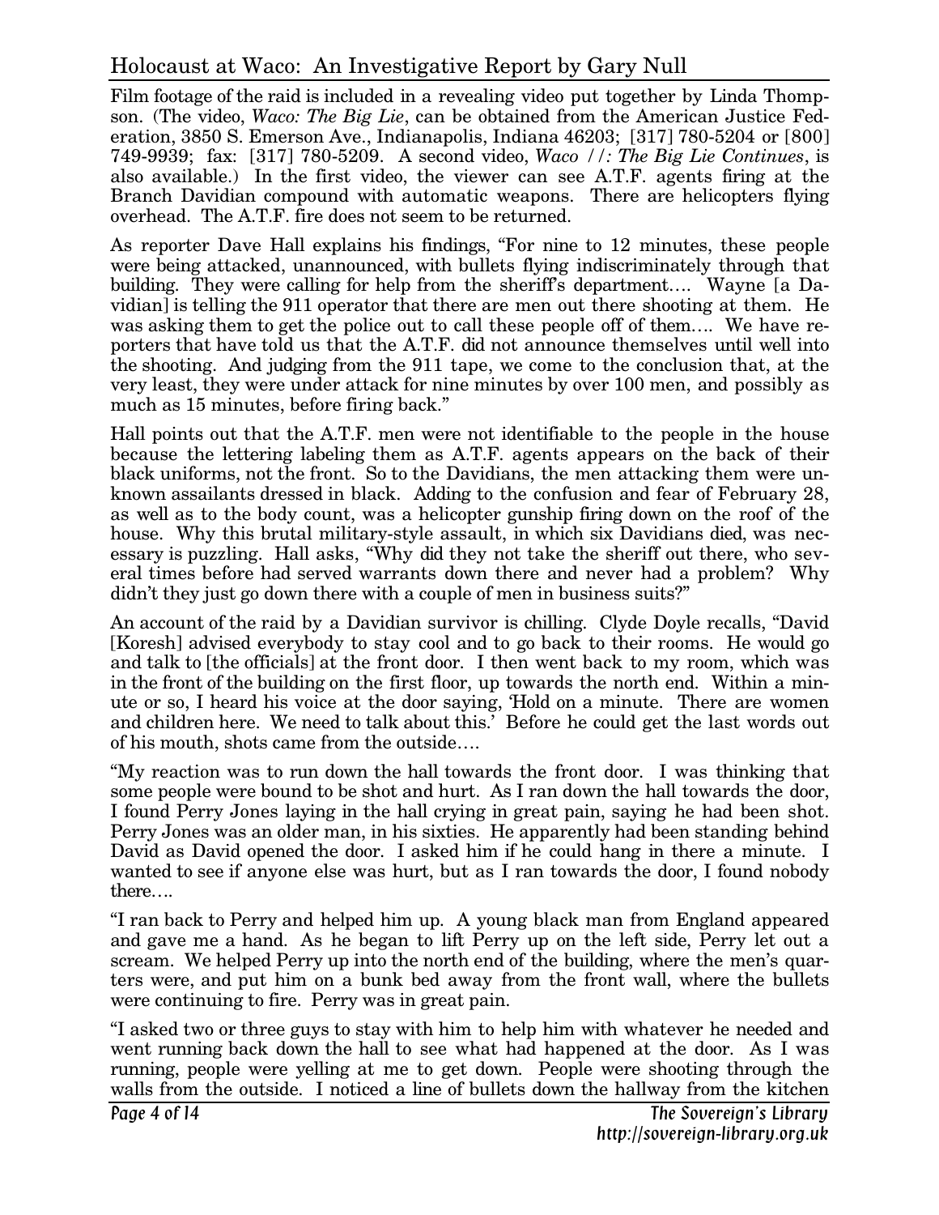Film footage of the raid is included in a revealing video put together by Linda Thompson. (The video, *Waco: The Big Lie*, can be obtained from the American Justice Federation, 3850 S. Emerson Ave., Indianapolis, Indiana 46203; [317] 780-5204 or [800] 749-9939; fax: [317] 780-5209. A second video, *Waco //: The Big Lie Continues*, is also available.) In the first video, the viewer can see A.T.F. agents firing at the Branch Davidian compound with automatic weapons. There are helicopters flying overhead. The A.T.F. fire does not seem to be returned.

As reporter Dave Hall explains his findings, "For nine to 12 minutes, these people were being attacked, unannounced, with bullets flying indiscriminately through that building. They were calling for help from the sheriff's department.... Wayne [a Davidian] is telling the 911 operator that there are men out there shooting at them. He was asking them to get the police out to call these people off of them.... We have reporters that have told us that the A.T.F. did not announce themselves until well into the shooting. And judging from the 911 tape, we come to the conclusion that, at the very least, they were under attack for nine minutes by over 100 men, and possibly as much as 15 minutes, before firing back."

Hall points out that the A.T.F. men were not identifiable to the people in the house because the lettering labeling them as A.T.F. agents appears on the back of their black uniforms, not the front. So to the Davidians, the men attacking them were unknown assailants dressed in black. Adding to the confusion and fear of February 28, as well as to the body count, was a helicopter gunship firing down on the roof of the house. Why this brutal military-style assault, in which six Davidians died, was necessary is puzzling. Hall asks, "Why did they not take the sheriff out there, who several times before had served warrants down there and never had a problem? Why didn't they just go down there with a couple of men in business suits?"

An account of the raid by a Davidian survivor is chilling. Clyde Doyle recalls, "David [Koresh] advised everybody to stay cool and to go back to their rooms. He would go and talk to [the officials] at the front door. I then went back to my room, which was in the front of the building on the first floor, up towards the north end. Within a minute or so, I heard his voice at the door saying, 'Hold on a minute. There are women and children here. We need to talk about this.' Before he could get the last words out of his mouth, shots came from the outside....

"My reaction was to run down the hall towards the front door. I was thinking that some people were bound to be shot and hurt. As I ran down the hall towards the door, I found Perry Jones laying in the hall crying in great pain, saying he had been shot. Perry Jones was an older man, in his sixties. He apparently had been standing behind David as David opened the door. I asked him if he could hang in there a minute. I wanted to see if anyone else was hurt, but as I ran towards the door, I found nobody there....

"I ran back to Perry and helped him up. A young black man from England appeared and gave me a hand. As he began to lift Perry up on the left side, Perry let out a scream. We helped Perry up into the north end of the building, where the men's quarters were, and put him on a bunk bed away from the front wall, where the bullets were continuing to fire. Perry was in great pain.

"I asked two or three guys to stay with him to help him with whatever he needed and went running back down the hall to see what had happened at the door. As I was running, people were yelling at me to get down. People were shooting through the walls from the outside. I noticed a line of bullets down the hallway from the kitchen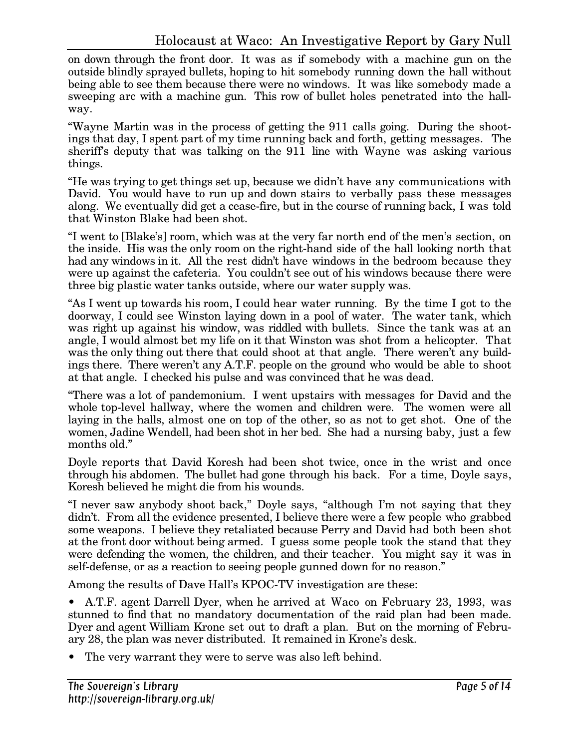on down through the front door. It was as if somebody with a machine gun on the outside blindly sprayed bullets, hoping to hit somebody running down the hall without being able to see them because there were no windows. It was like somebody made a sweeping arc with a machine gun. This row of bullet holes penetrated into the hallway.

"Wayne Martin was in the process of getting the 911 calls going. During the shootings that day, I spent part of my time running back and forth, getting messages. The sheriff's deputy that was talking on the 911 line with Wayne was asking various things.

"He was trying to get things set up, because we didn't have any communications with David. You would have to run up and down stairs to verbally pass these messages along. We eventually did get a cease-fire, but in the course of running back, I was told that Winston Blake had been shot.

"I went to [Blake's] room, which was at the very far north end of the men's section, on the inside. His was the only room on the right-hand side of the hall looking north that had any windows in it. All the rest didn't have windows in the bedroom because they were up against the cafeteria. You couldn't see out of his windows because there were three big plastic water tanks outside, where our water supply was.

"As I went up towards his room, I could hear water running. By the time I got to the doorway, I could see Winston laying down in a pool of water. The water tank, which was right up against his window, was riddled with bullets. Since the tank was at an angle, I would almost bet my life on it that Winston was shot from a helicopter. That was the only thing out there that could shoot at that angle. There weren't any buildings there. There weren't any A.T.F. people on the ground who would be able to shoot at that angle. I checked his pulse and was convinced that he was dead.

"There was a lot of pandemonium. I went upstairs with messages for David and the whole top-level hallway, where the women and children were. The women were all laying in the halls, almost one on top of the other, so as not to get shot. One of the women, Jadine Wendell, had been shot in her bed. She had a nursing baby, just a few months old."

Doyle reports that David Koresh had been shot twice, once in the wrist and once through his abdomen. The bullet had gone through his back. For a time, Doyle says, Koresh believed he might die from his wounds.

"I never saw anybody shoot back," Doyle says, "although I'm not saying that they didn't. From all the evidence presented, I believe there were a few people who grabbed some weapons. I believe they retaliated because Perry and David had both been shot at the front door without being armed. I guess some people took the stand that they were defending the women, the children, and their teacher. You might say it was in self-defense, or as a reaction to seeing people gunned down for no reason."

Among the results of Dave Hall's KPOC-TV investigation are these:

- A.T.F. agent Darrell Dyer, when he arrived at Waco on February 23, 1993, was stunned to find that no mandatory documentation of the raid plan had been made. Dyer and agent William Krone set out to draft a plan. But on the morning of February 28, the plan was never distributed. It remained in Krone's desk.
- The very warrant they were to serve was also left behind.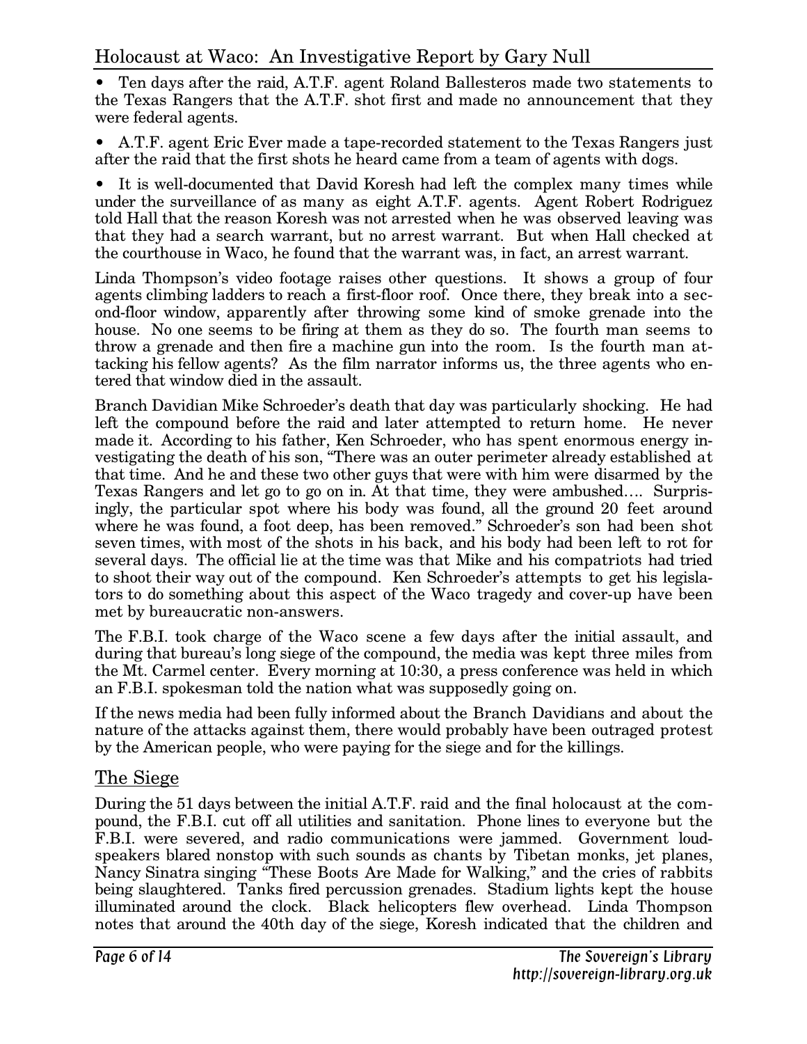- Ten days after the raid, A.T.F. agent Roland Ballesteros made two statements to the Texas Rangers that the A.T.F. shot first and made no announcement that they were federal agents.

- A.T.F. agent Eric Ever made a tape-recorded statement to the Texas Rangers just after the raid that the first shots he heard came from a team of agents with dogs.

- It is well-documented that David Koresh had left the complex many times while under the surveillance of as many as eight A.T.F. agents. Agent Robert Rodriguez told Hall that the reason Koresh was not arrested when he was observed leaving was that they had a search warrant, but no arrest warrant. But when Hall checked at the courthouse in Waco, he found that the warrant was, in fact, an arrest warrant.

Linda Thompson's video footage raises other questions. It shows a group of four agents climbing ladders to reach a first-floor roof. Once there, they break into a second-floor window, apparently after throwing some kind of smoke grenade into the house. No one seems to be firing at them as they do so. The fourth man seems to throw a grenade and then fire a machine gun into the room. Is the fourth man attacking his fellow agents? As the film narrator informs us, the three agents who entered that window died in the assault.

Branch Davidian Mike Schroeder's death that day was particularly shocking. He had left the compound before the raid and later attempted to return home. He never made it. According to his father, Ken Schroeder, who has spent enormous energy investigating the death of his son, "There was an outer perimeter already established at that time. And he and these two other guys that were with him were disarmed by the Texas Rangers and let go to go on in. At that time, they were ambushed…. Surprisingly, the particular spot where his body was found, all the ground 20 feet around where he was found, a foot deep, has been removed." Schroeder's son had been shot seven times, with most of the shots in his back, and his body had been left to rot for several days. The official lie at the time was that Mike and his compatriots had tried to shoot their way out of the compound. Ken Schroeder's attempts to get his legislators to do something about this aspect of the Waco tragedy and cover-up have been met by bureaucratic non-answers.

The F.B.I. took charge of the Waco scene a few days after the initial assault, and during that bureau's long siege of the compound, the media was kept three miles from the Mt. Carmel center. Every morning at 10:30, a press conference was held in which an F.B.I. spokesman told the nation what was supposedly going on.

If the news media had been fully informed about the Branch Davidians and about the nature of the attacks against them, there would probably have been outraged protest by the American people, who were paying for the siege and for the killings.

## The Siege

During the 51 days between the initial A.T.F. raid and the final holocaust at the compound, the F.B.I. cut off all utilities and sanitation. Phone lines to everyone but the F.B.I. were severed, and radio communications were jammed. Government loudspeakers blared nonstop with such sounds as chants by Tibetan monks, jet planes, Nancy Sinatra singing "These Boots Are Made for Walking," and the cries of rabbits being slaughtered. Tanks fired percussion grenades. Stadium lights kept the house illuminated around the clock. Black helicopters flew overhead. Linda Thompson notes that around the 40th day of the siege, Koresh indicated that the children and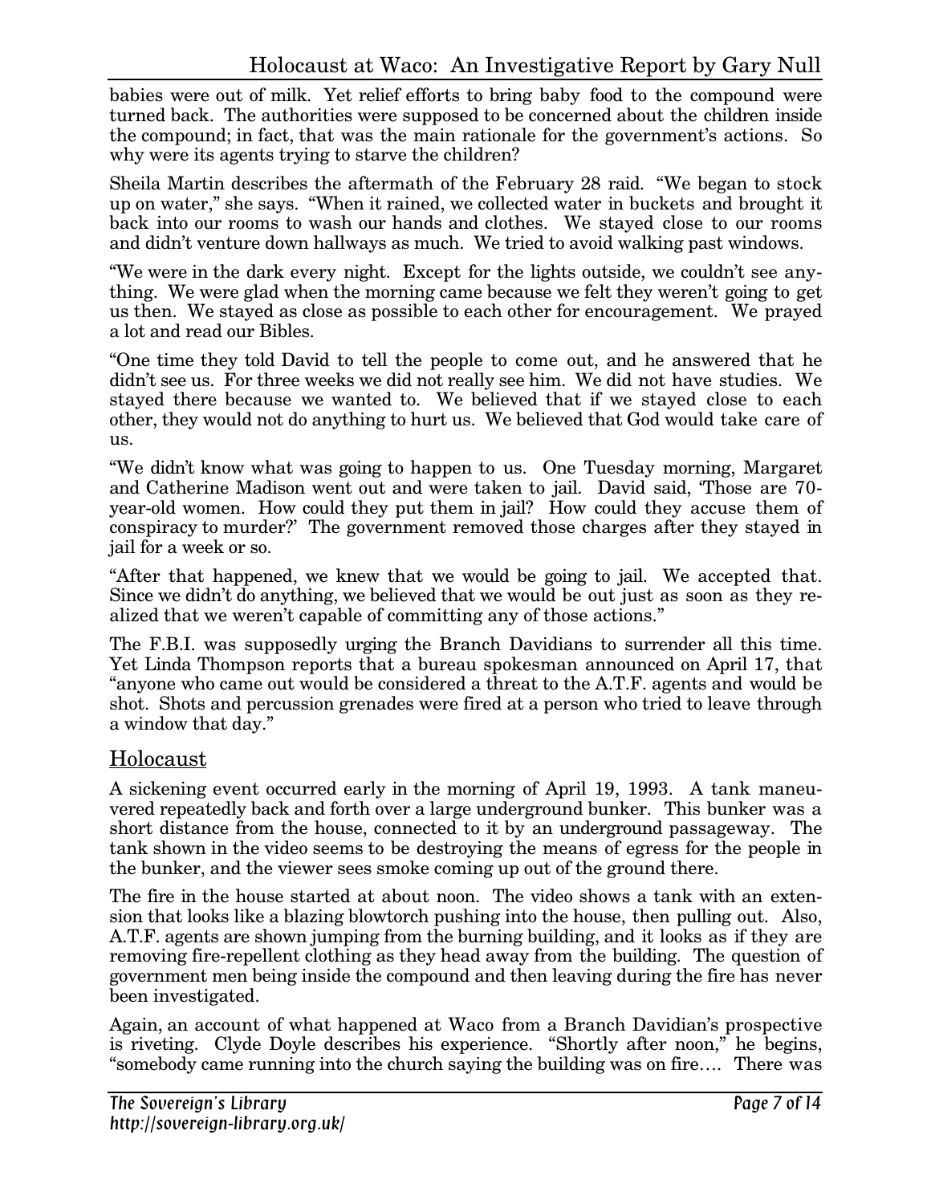babies were out of milk. Yet relief efforts to bring baby food to the compound were turned back. The authorities were supposed to be concerned about the children inside the compound; in fact, that was the main rationale for the government's actions. So why were its agents trying to starve the children?

Sheila Martin describes the aftermath of the February 28 raid. "We began to stock up on water," she says. "When it rained, we collected water in buckets and brought it back into our rooms to wash our hands and clothes. We stayed close to our rooms and didn't venture down hallways as much. We tried to avoid walking past windows.

"We were in the dark every night. Except for the lights outside, we couldn't see anything. We were glad when the morning came because we felt they weren't going to get us then. We stayed as close as possible to each other for encouragement. We prayed a lot and read our Bibles.

"One time they told David to tell the people to come out, and he answered that he didn't see us. For three weeks we did not really see him. We did not have studies. We stayed there because we wanted to. We believed that if we stayed close to each other, they would not do anything to hurt us. We believed that God would take care of us.

"We didn't know what was going to happen to us. One Tuesday morning, Margaret and Catherine Madison went out and were taken to jail. David said, 'Those are 70-year-old women. How could they put them in jail? How could they accuse them of conspiracy to murder?' The government removed those charges after they stayed in jail for a week or so.

"After that happened, we knew that we would be going to jail. We accepted that. Since we didn't do anything, we believed that we would be out just as soon as they realized that we weren't capable of committing any of those actions."

The F.B.I. was supposedly urging the Branch Davidians to surrender all this time. Yet Linda Thompson reports that a bureau spokesman announced on April 17, that "anyone who came out would be considered a threat to the A.T.F. agents and would be shot. Shots and percussion grenades were fired at a person who tried to leave through a window that day."

## Holocaust

A sickening event occurred early in the morning of April 19, 1993. A tank maneuvered repeatedly back and forth over a large underground bunker. This bunker was a short distance from the house, connected to it by an underground passageway. The tank shown in the video seems to be destroying the means of egress for the people in the bunker, and the viewer sees smoke coming up out of the ground there.

The fire in the house started at about noon. The video shows a tank with an extension that looks like a blazing blowtorch pushing into the house, then pulling out. Also, A.T.F. agents are shown jumping from the burning building, and it looks as if they are removing fire-repellent clothing as they head away from the building. The question of government men being inside the compound and then leaving during the fire has never been investigated.

Again, an account of what happened at Waco from a Branch Davidian's prospective is riveting. Clyde Doyle describes his experience. "Shortly after noon," he begins, "somebody came running into the church saying the building was on fire…. There was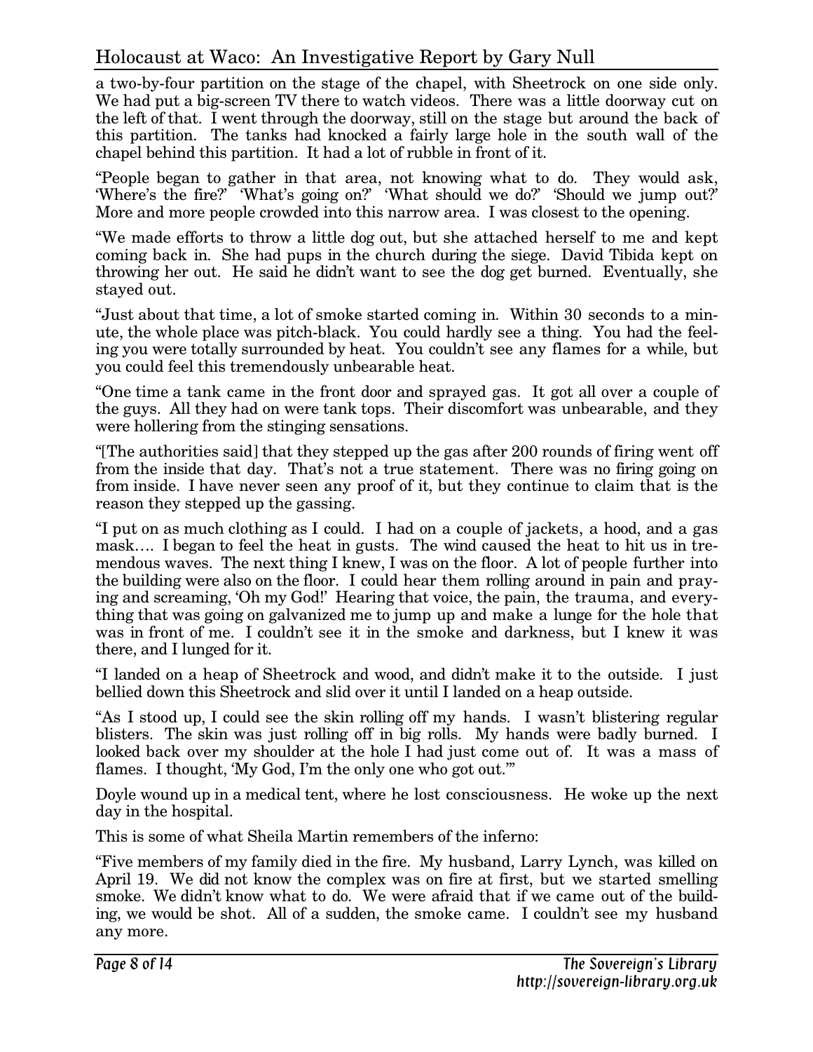a two-by-four partition on the stage of the chapel, with Sheetrock on one side only. We had put a big-screen TV there to watch videos. There was a little doorway cut on the left of that. I went through the doorway, still on the stage but around the back of this partition. The tanks had knocked a fairly large hole in the south wall of the chapel behind this partition. It had a lot of rubble in front of it.

"People began to gather in that area, not knowing what to do. They would ask, 'Where's the fire?' 'What's going on?' 'What should we do?' 'Should we jump out?' More and more people crowded into this narrow area. I was closest to the opening.

"We made efforts to throw a little dog out, but she attached herself to me and kept coming back in. She had pups in the church during the siege. David Tibida kept on throwing her out. He said he didn't want to see the dog get burned. Eventually, she stayed out.

"Just about that time, a lot of smoke started coming in. Within 30 seconds to a minute, the whole place was pitch-black. You could hardly see a thing. You had the feeling you were totally surrounded by heat. You couldn't see any flames for a while, but you could feel this tremendously unbearable heat.

"One time a tank came in the front door and sprayed gas. It got all over a couple of the guys. All they had on were tank tops. Their discomfort was unbearable, and they were hollering from the stinging sensations.

"[The authorities said] that they stepped up the gas after 200 rounds of firing went off from the inside that day. That's not a true statement. There was no firing going on from inside. I have never seen any proof of it, but they continue to claim that is the reason they stepped up the gassing.

"I put on as much clothing as I could. I had on a couple of jackets, a hood, and a gas mask…. I began to feel the heat in gusts. The wind caused the heat to hit us in tremendous waves. The next thing I knew, I was on the floor. A lot of people further into the building were also on the floor. I could hear them rolling around in pain and praying and screaming, 'Oh my God!' Hearing that voice, the pain, the trauma, and everything that was going on galvanized me to jump up and make a lunge for the hole that was in front of me. I couldn't see it in the smoke and darkness, but I knew it was there, and I lunged for it.

"I landed on a heap of Sheetrock and wood, and didn't make it to the outside. I just bellied down this Sheetrock and slid over it until I landed on a heap outside.

"As I stood up, I could see the skin rolling off my hands. I wasn't blistering regular blisters. The skin was just rolling off in big rolls. My hands were badly burned. I looked back over my shoulder at the hole I had just come out of. It was a mass of flames. I thought, 'My God, I'm the only one who got out.'"

Doyle wound up in a medical tent, where he lost consciousness. He woke up the next day in the hospital.

This is some of what Sheila Martin remembers of the inferno:

"Five members of my family died in the fire. My husband, Larry Lynch, was killed on April 19. We did not know the complex was on fire at first, but we started smelling smoke. We didn't know what to do. We were afraid that if we came out of the building, we would be shot. All of a sudden, the smoke came. I couldn't see my husband any more.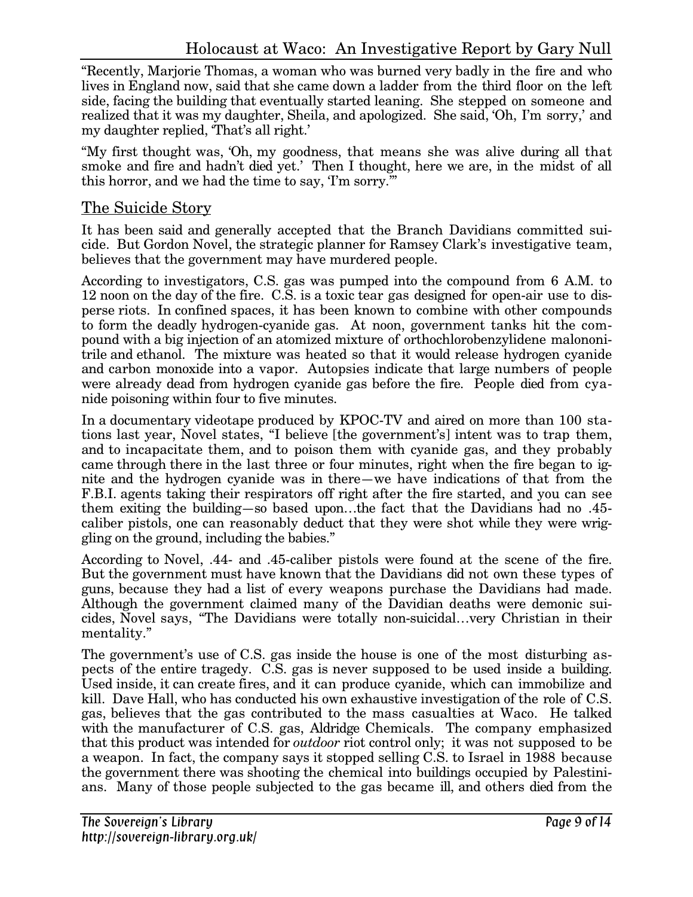"Recently, Marjorie Thomas, a woman who was burned very badly in the fire and who lives in England now, said that she came down a ladder from the third floor on the left side, facing the building that eventually started leaning. She stepped on someone and realized that it was my daughter, Sheila, and apologized. She said, 'Oh, I'm sorry,' and my daughter replied, 'That's all right.'

"My first thought was, 'Oh, my goodness, that means she was alive during all that smoke and fire and hadn't died yet.' Then I thought, here we are, in the midst of all this horror, and we had the time to say, 'I'm sorry.'"

## The Suicide Story

It has been said and generally accepted that the Branch Davidians committed suicide. But Gordon Novel, the strategic planner for Ramsey Clark's investigative team, believes that the government may have murdered people.

According to investigators, C.S. gas was pumped into the compound from 6 A.M. to 12 noon on the day of the fire. C.S. is a toxic tear gas designed for open-air use to disperse riots. In confined spaces, it has been known to combine with other compounds to form the deadly hydrogen-cyanide gas. At noon, government tanks hit the compound with a big injection of an atomized mixture of orthochlorobenzylidene malononitrile and ethanol. The mixture was heated so that it would release hydrogen cyanide and carbon monoxide into a vapor. Autopsies indicate that large numbers of people were already dead from hydrogen cyanide gas before the fire. People died from cyanide poisoning within four to five minutes.

In a documentary videotape produced by KPOC-TV and aired on more than 100 stations last year, Novel states, "I believe [the government's] intent was to trap them, and to incapacitate them, and to poison them with cyanide gas, and they probably came through there in the last three or four minutes, right when the fire began to ignite and the hydrogen cyanide was in there—we have indications of that from the F.B.I. agents taking their respirators off right after the fire started, and you can see them exiting the building—so based upon…the fact that the Davidians had no .45-caliber pistols, one can reasonably deduct that they were shot while they were wriggling on the ground, including the babies."

According to Novel, .44- and .45-caliber pistols were found at the scene of the fire. But the government must have known that the Davidians did not own these types of guns, because they had a list of every weapons purchase the Davidians had made. Although the government claimed many of the Davidian deaths were demonic suicides, Novel says, "The Davidians were totally non-suicidal…very Christian in their mentality."

The government's use of C.S. gas inside the house is one of the most disturbing aspects of the entire tragedy. C.S. gas is never supposed to be used inside a building. Used inside, it can create fires, and it can produce cyanide, which can immobilize and kill. Dave Hall, who has conducted his own exhaustive investigation of the role of C.S. gas, believes that the gas contributed to the mass casualties at Waco. He talked with the manufacturer of C.S. gas, Aldridge Chemicals. The company emphasized that this product was intended for *outdoor* riot control only; it was not supposed to be a weapon. In fact, the company says it stopped selling C.S. to Israel in 1988 because the government there was shooting the chemical into buildings occupied by Palestinians. Many of those people subjected to the gas became ill, and others died from the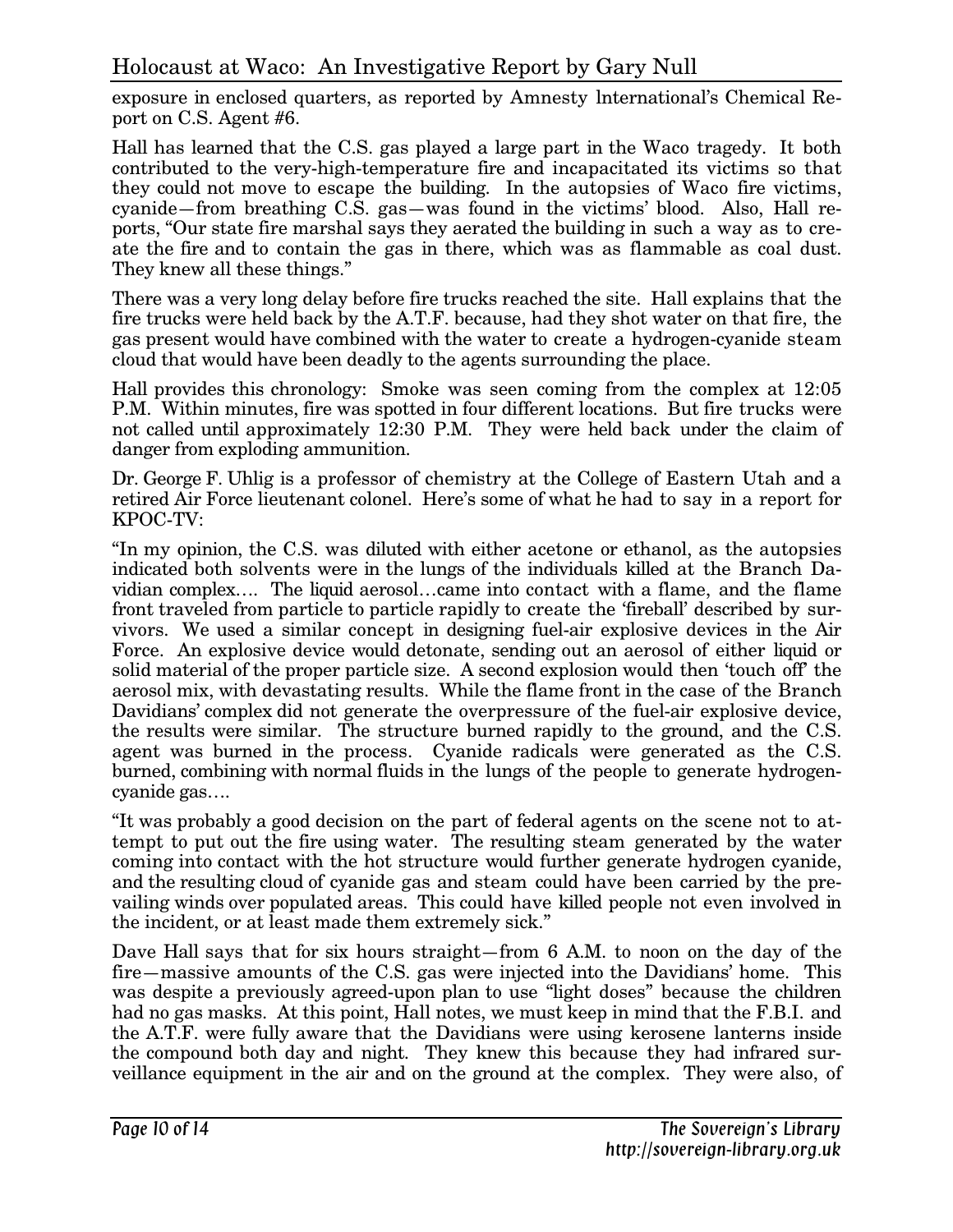exposure in enclosed quarters, as reported by Amnesty lnternational's Chemical Report on C.S. Agent #6.

Hall has learned that the C.S. gas played a large part in the Waco tragedy. It both contributed to the very-high-temperature fire and incapacitated its victims so that they could not move to escape the building. In the autopsies of Waco fire victims, cyanide—from breathing C.S. gas—was found in the victims' blood. Also, Hall reports, "Our state fire marshal says they aerated the building in such a way as to create the fire and to contain the gas in there, which was as flammable as coal dust. They knew all these things."

There was a very long delay before fire trucks reached the site. Hall explains that the fire trucks were held back by the A.T.F. because, had they shot water on that fire, the gas present would have combined with the water to create a hydrogen-cyanide steam cloud that would have been deadly to the agents surrounding the place.

Hall provides this chronology: Smoke was seen coming from the complex at 12:05 P.M. Within minutes, fire was spotted in four different locations. But fire trucks were not called until approximately 12:30 P.M. They were held back under the claim of danger from exploding ammunition.

Dr. George F. Uhlig is a professor of chemistry at the College of Eastern Utah and a retired Air Force lieutenant colonel. Here's some of what he had to say in a report for KPOC-TV:

"In my opinion, the C.S. was diluted with either acetone or ethanol, as the autopsies indicated both solvents were in the lungs of the individuals killed at the Branch Davidian complex…. The liquid aerosol…came into contact with a flame, and the flame front traveled from particle to particle rapidly to create the 'fireball' described by survivors. We used a similar concept in designing fuel-air explosive devices in the Air Force. An explosive device would detonate, sending out an aerosol of either liquid or solid material of the proper particle size. A second explosion would then 'touch off' the aerosol mix, with devastating results. While the flame front in the case of the Branch Davidians' complex did not generate the overpressure of the fuel-air explosive device, the results were similar. The structure burned rapidly to the ground, and the C.S. agent was burned in the process. Cyanide radicals were generated as the C.S. burned, combining with normal fluids in the lungs of the people to generate hydrogen-cyanide gas….

"It was probably a good decision on the part of federal agents on the scene not to attempt to put out the fire using water. The resulting steam generated by the water coming into contact with the hot structure would further generate hydrogen cyanide, and the resulting cloud of cyanide gas and steam could have been carried by the prevailing winds over populated areas. This could have killed people not even involved in the incident, or at least made them extremely sick."

Dave Hall says that for six hours straight—from 6 A.M. to noon on the day of the fire—massive amounts of the C.S. gas were injected into the Davidians' home. This was despite a previously agreed-upon plan to use "light doses" because the children had no gas masks. At this point, Hall notes, we must keep in mind that the F.B.I. and the A.T.F. were fully aware that the Davidians were using kerosene lanterns inside the compound both day and night. They knew this because they had infrared surveillance equipment in the air and on the ground at the complex. They were also, of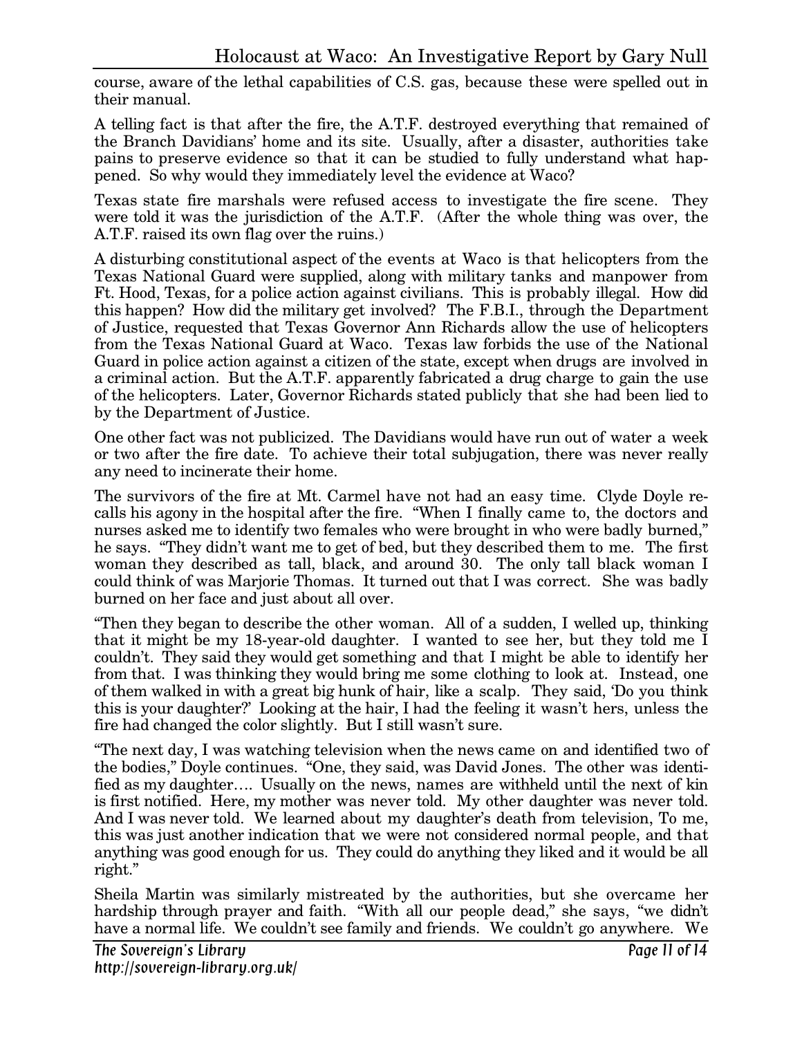course, aware of the lethal capabilities of C.S. gas, because these were spelled out in their manual.

A telling fact is that after the fire, the A.T.F. destroyed everything that remained of the Branch Davidians' home and its site. Usually, after a disaster, authorities take pains to preserve evidence so that it can be studied to fully understand what happened. So why would they immediately level the evidence at Waco?

Texas state fire marshals were refused access to investigate the fire scene. They were told it was the jurisdiction of the A.T.F. (After the whole thing was over, the A.T.F. raised its own flag over the ruins.)

A disturbing constitutional aspect of the events at Waco is that helicopters from the Texas National Guard were supplied, along with military tanks and manpower from Ft. Hood, Texas, for a police action against civilians. This is probably illegal. How did this happen? How did the military get involved? The F.B.I., through the Department of Justice, requested that Texas Governor Ann Richards allow the use of helicopters from the Texas National Guard at Waco. Texas law forbids the use of the National Guard in police action against a citizen of the state, except when drugs are involved in a criminal action. But the A.T.F. apparently fabricated a drug charge to gain the use of the helicopters. Later, Governor Richards stated publicly that she had been lied to by the Department of Justice.

One other fact was not publicized. The Davidians would have run out of water a week or two after the fire date. To achieve their total subjugation, there was never really any need to incinerate their home.

The survivors of the fire at Mt. Carmel have not had an easy time. Clyde Doyle recalls his agony in the hospital after the fire. "When I finally came to, the doctors and nurses asked me to identify two females who were brought in who were badly burned," he says. "They didn't want me to get of bed, but they described them to me. The first woman they described as tall, black, and around 30. The only tall black woman I could think of was Marjorie Thomas. It turned out that I was correct. She was badly burned on her face and just about all over.

"Then they began to describe the other woman. All of a sudden, I welled up, thinking that it might be my 18-year-old daughter. I wanted to see her, but they told me I couldn't. They said they would get something and that I might be able to identify her from that. I was thinking they would bring me some clothing to look at. Instead, one of them walked in with a great big hunk of hair, like a scalp. They said, 'Do you think this is your daughter?' Looking at the hair, I had the feeling it wasn't hers, unless the fire had changed the color slightly. But I still wasn't sure.

"The next day, I was watching television when the news came on and identified two of the bodies," Doyle continues. "One, they said, was David Jones. The other was identified as my daughter…. Usually on the news, names are withheld until the next of kin is first notified. Here, my mother was never told. My other daughter was never told. And I was never told. We learned about my daughter's death from television, To me, this was just another indication that we were not considered normal people, and that anything was good enough for us. They could do anything they liked and it would be all right."

Sheila Martin was similarly mistreated by the authorities, but she overcame her hardship through prayer and faith. "With all our people dead," she says, "we didn't have a normal life. We couldn't see family and friends. We couldn't go anywhere. We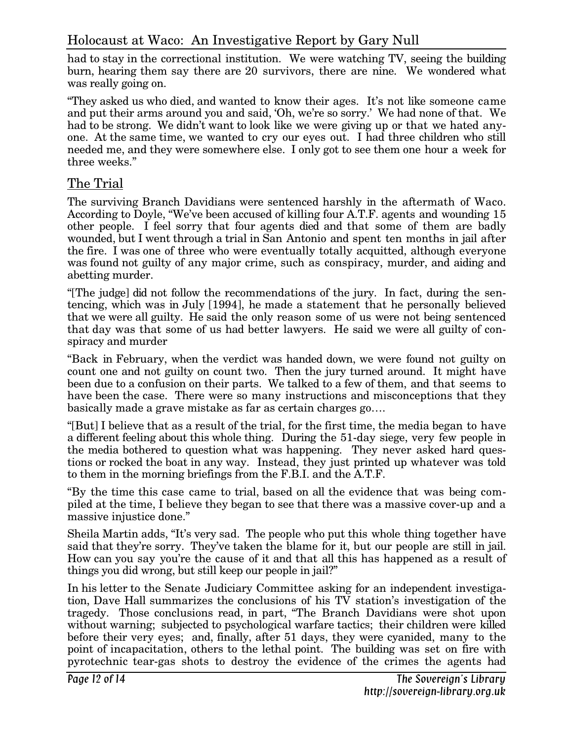had to stay in the correctional institution. We were watching TV, seeing the building burn, hearing them say there are 20 survivors, there are nine. We wondered what was really going on.

"They asked us who died, and wanted to know their ages. It's not like someone came and put their arms around you and said, 'Oh, we're so sorry.' We had none of that. We had to be strong. We didn't want to look like we were giving up or that we hated anyone. At the same time, we wanted to cry our eyes out. I had three children who still needed me, and they were somewhere else. I only got to see them one hour a week for three weeks."

## The Trial

The surviving Branch Davidians were sentenced harshly in the aftermath of Waco. According to Doyle, "We've been accused of killing four A.T.F. agents and wounding 15 other people. I feel sorry that four agents died and that some of them are badly wounded, but I went through a trial in San Antonio and spent ten months in jail after the fire. I was one of three who were eventually totally acquitted, although everyone was found not guilty of any major crime, such as conspiracy, murder, and aiding and abetting murder.

"[The judge] did not follow the recommendations of the jury. In fact, during the sentencing, which was in July [1994], he made a statement that he personally believed that we were all guilty. He said the only reason some of us were not being sentenced that day was that some of us had better lawyers. He said we were all guilty of conspiracy and murder

"Back in February, when the verdict was handed down, we were found not guilty on count one and not guilty on count two. Then the jury turned around. It might have been due to a confusion on their parts. We talked to a few of them, and that seems to have been the case. There were so many instructions and misconceptions that they basically made a grave mistake as far as certain charges go….

"[But] I believe that as a result of the trial, for the first time, the media began to have a different feeling about this whole thing. During the 51-day siege, very few people in the media bothered to question what was happening. They never asked hard questions or rocked the boat in any way. Instead, they just printed up whatever was told to them in the morning briefings from the F.B.I. and the A.T.F.

"By the time this case came to trial, based on all the evidence that was being compiled at the time, I believe they began to see that there was a massive cover-up and a massive injustice done."

Sheila Martin adds, "It's very sad. The people who put this whole thing together have said that they're sorry. They've taken the blame for it, but our people are still in jail. How can you say you're the cause of it and that all this has happened as a result of things you did wrong, but still keep our people in jail?"

In his letter to the Senate Judiciary Committee asking for an independent investigation, Dave Hall summarizes the conclusions of his TV station's investigation of the tragedy. Those conclusions read, in part, "The Branch Davidians were shot upon without warning; subjected to psychological warfare tactics; their children were killed before their very eyes; and, finally, after 51 days, they were cyanided, many to the point of incapacitation, others to the lethal point. The building was set on fire with pyrotechnic tear-gas shots to destroy the evidence of the crimes the agents had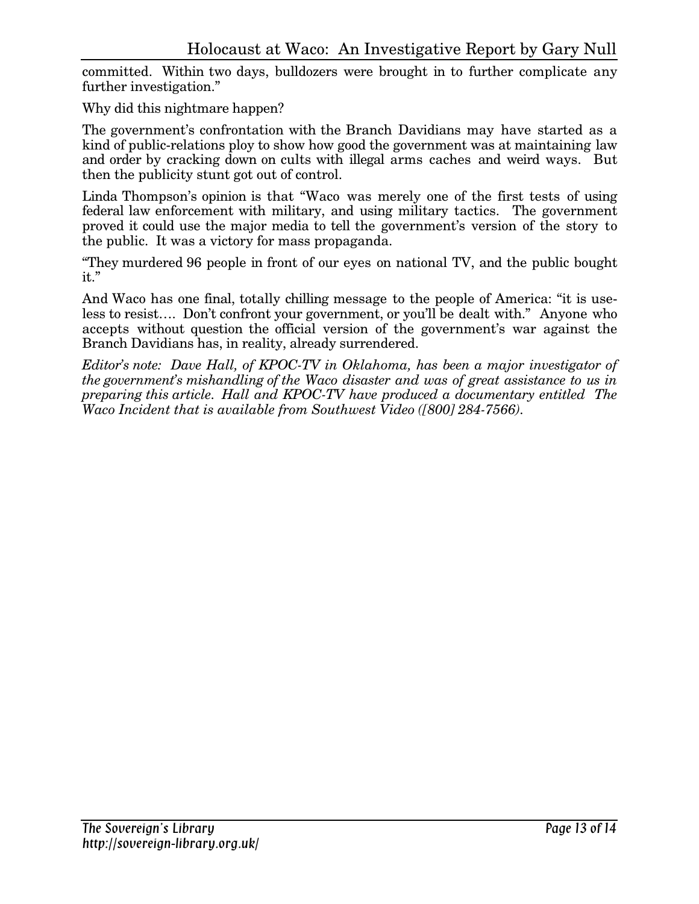committed. Within two days, bulldozers were brought in to further complicate any further investigation."

Why did this nightmare happen?

The government's confrontation with the Branch Davidians may have started as a kind of public-relations ploy to show how good the government was at maintaining law and order by cracking down on cults with illegal arms caches and weird ways. But then the publicity stunt got out of control.

Linda Thompson's opinion is that "Waco was merely one of the first tests of using federal law enforcement with military, and using military tactics. The government proved it could use the major media to tell the government's version of the story to the public. It was a victory for mass propaganda.

"They murdered 96 people in front of our eyes on national TV, and the public bought it."

And Waco has one final, totally chilling message to the people of America: "it is useless to resist…. Don't confront your government, or you'll be dealt with." Anyone who accepts without question the official version of the government's war against the Branch Davidians has, in reality, already surrendered.

*Editor's note: Dave Hall, of KPOC-TV in Oklahoma, has been a major investigator of the government's mishandling of the Waco disaster and was of great assistance to us in preparing this article. Hall and KPOC-TV have produced a documentary entitled The Waco Incident that is available from Southwest Video ([800] 284-7566).*